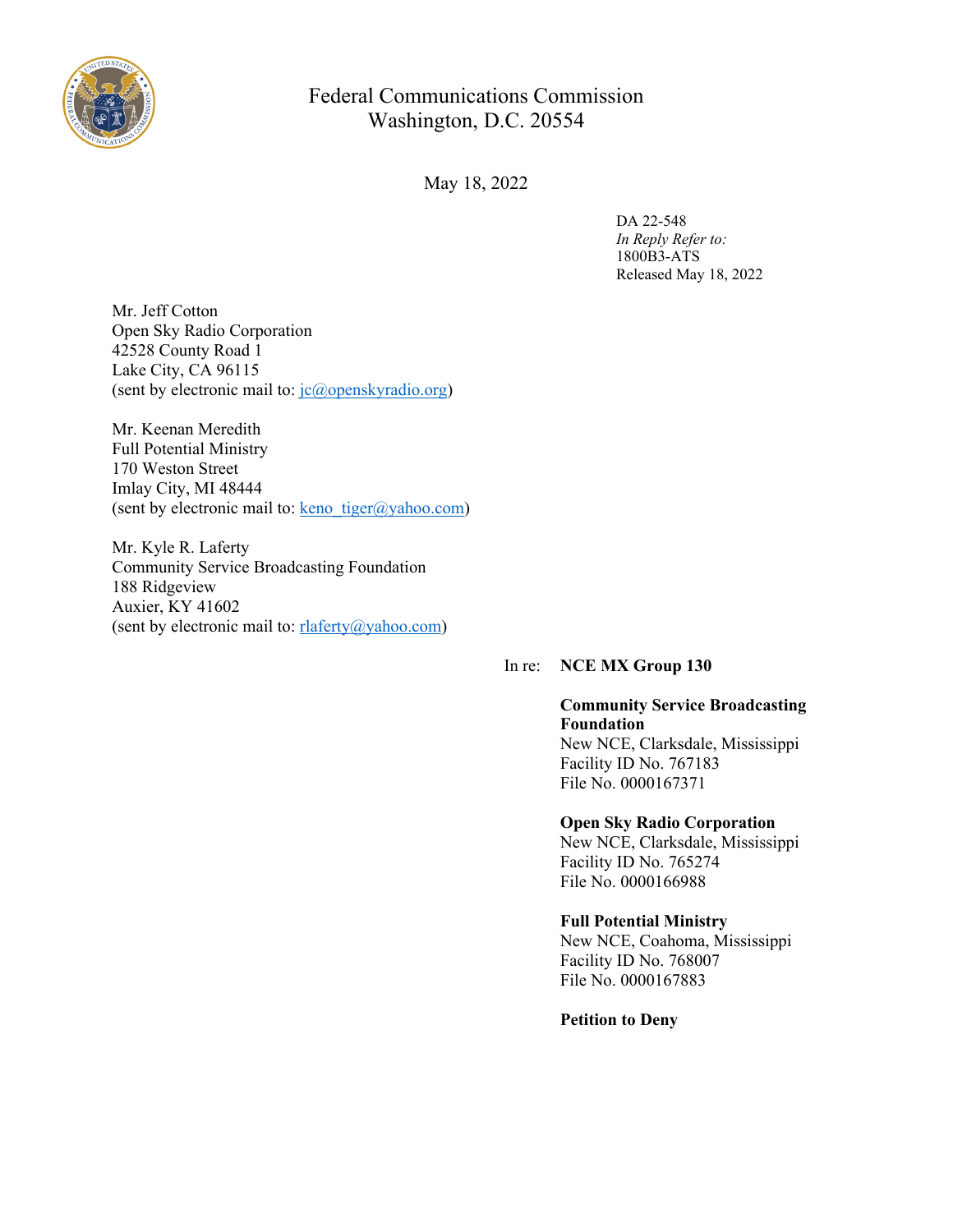# Federal Communications Commission
# Washington, D.C. 20554

May 18, 2022

DA 22-548
*In Reply Refer to:*
1800B3-ATS
Released May 18, 2022

Mr. Jeff Cotton
Open Sky Radio Corporation
42528 County Road 1
Lake City, CA 96115
(sent by electronic mail to: jc@openskyradio.org)

Mr. Keenan Meredith
Full Potential Ministry
170 Weston Street
Imlay City, MI 48444
(sent by electronic mail to: keno_tiger@yahoo.com)

Mr. Kyle R. Laferty
Community Service Broadcasting Foundation
188 Ridgeview
Auxier, KY 41602
(sent by electronic mail to: rlaferty@yahoo.com)

In re: **NCE MX Group 130**

**Community Service Broadcasting Foundation**
New NCE, Clarksdale, Mississippi
Facility ID No. 767183
File No. 0000167371

**Open Sky Radio Corporation**
New NCE, Clarksdale, Mississippi
Facility ID No. 765274
File No. 0000166988

**Full Potential Ministry**
New NCE, Coahoma, Mississippi
Facility ID No. 768007
File No. 0000167883

**Petition to Deny**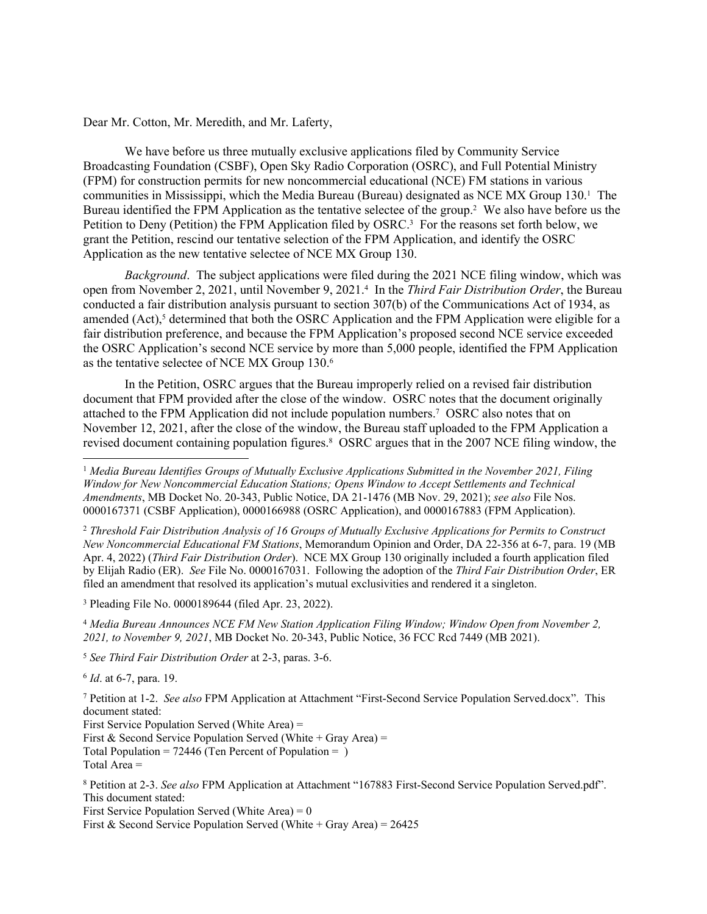Dear Mr. Cotton, Mr. Meredith, and Mr. Laferty,

We have before us three mutually exclusive applications filed by Community Service Broadcasting Foundation (CSBF), Open Sky Radio Corporation (OSRC), and Full Potential Ministry (FPM) for construction permits for new noncommercial educational (NCE) FM stations in various communities in Mississippi, which the Media Bureau (Bureau) designated as NCE MX Group 130.[1] The Bureau identified the FPM Application as the tentative selectee of the group.[2] We also have before us the Petition to Deny (Petition) the FPM Application filed by OSRC.[3] For the reasons set forth below, we grant the Petition, rescind our tentative selection of the FPM Application, and identify the OSRC Application as the new tentative selectee of NCE MX Group 130.

*Background*. The subject applications were filed during the 2021 NCE filing window, which was open from November 2, 2021, until November 9, 2021.[4] In the *Third Fair Distribution Order*, the Bureau conducted a fair distribution analysis pursuant to section 307(b) of the Communications Act of 1934, as amended (Act),[5] determined that both the OSRC Application and the FPM Application were eligible for a fair distribution preference, and because the FPM Application's proposed second NCE service exceeded the OSRC Application's second NCE service by more than 5,000 people, identified the FPM Application as the tentative selectee of NCE MX Group 130.[6]

In the Petition, OSRC argues that the Bureau improperly relied on a revised fair distribution document that FPM provided after the close of the window. OSRC notes that the document originally attached to the FPM Application did not include population numbers.[7] OSRC also notes that on November 12, 2021, after the close of the window, the Bureau staff uploaded to the FPM Application a revised document containing population figures.[8] OSRC argues that in the 2007 NCE filing window, the

---

[1] *Media Bureau Identifies Groups of Mutually Exclusive Applications Submitted in the November 2021, Filing Window for New Noncommercial Education Stations; Opens Window to Accept Settlements and Technical Amendments*, MB Docket No. 20-343, Public Notice, DA 21-1476 (MB Nov. 29, 2021); *see also* File Nos. 0000167371 (CSBF Application), 0000166988 (OSRC Application), and 0000167883 (FPM Application).

[2] *Threshold Fair Distribution Analysis of 16 Groups of Mutually Exclusive Applications for Permits to Construct New Noncommercial Educational FM Stations*, Memorandum Opinion and Order, DA 22-356 at 6-7, para. 19 (MB Apr. 4, 2022) (*Third Fair Distribution Order*). NCE MX Group 130 originally included a fourth application filed by Elijah Radio (ER). *See* File No. 0000167031. Following the adoption of the *Third Fair Distribution Order*, ER filed an amendment that resolved its application's mutual exclusivities and rendered it a singleton.

[3] Pleading File No. 0000189644 (filed Apr. 23, 2022).

[4] *Media Bureau Announces NCE FM New Station Application Filing Window; Window Open from November 2, 2021, to November 9, 2021*, MB Docket No. 20-343, Public Notice, 36 FCC Rcd 7449 (MB 2021).

[5] *See Third Fair Distribution Order* at 2-3, paras. 3-6.

[6] *Id*. at 6-7, para. 19.

[7] Petition at 1-2. *See also* FPM Application at Attachment "First-Second Service Population Served.docx". This document stated:
First Service Population Served (White Area) =
First & Second Service Population Served (White + Gray Area) =
Total Population = 72446 (Ten Percent of Population = )
Total Area =

[8] Petition at 2-3. *See also* FPM Application at Attachment "167883 First-Second Service Population Served.pdf". This document stated:
First Service Population Served (White Area) = 0
First & Second Service Population Served (White + Gray Area) = 26425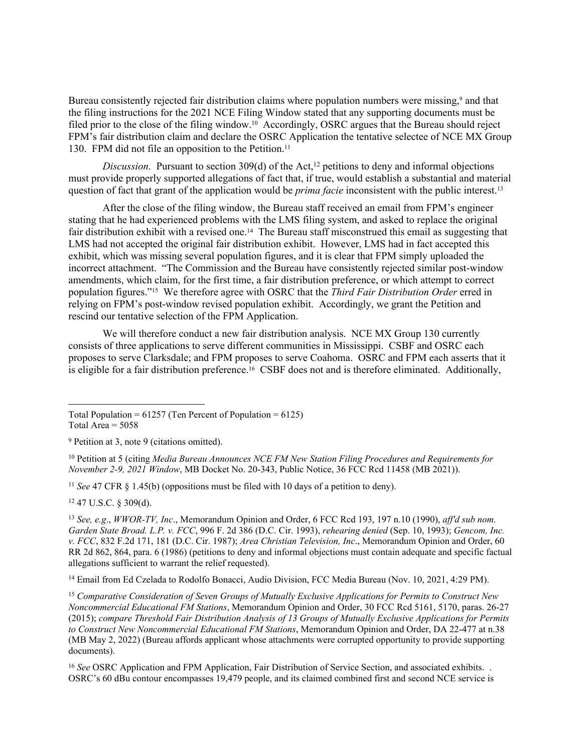Bureau consistently rejected fair distribution claims where population numbers were missing,[9] and that the filing instructions for the 2021 NCE Filing Window stated that any supporting documents must be filed prior to the close of the filing window.[10] Accordingly, OSRC argues that the Bureau should reject FPM's fair distribution claim and declare the OSRC Application the tentative selectee of NCE MX Group 130. FPM did not file an opposition to the Petition.[11]

*Discussion*. Pursuant to section 309(d) of the Act,[12] petitions to deny and informal objections must provide properly supported allegations of fact that, if true, would establish a substantial and material question of fact that grant of the application would be *prima facie* inconsistent with the public interest.[13]

After the close of the filing window, the Bureau staff received an email from FPM's engineer stating that he had experienced problems with the LMS filing system, and asked to replace the original fair distribution exhibit with a revised one.[14] The Bureau staff misconstrued this email as suggesting that LMS had not accepted the original fair distribution exhibit. However, LMS had in fact accepted this exhibit, which was missing several population figures, and it is clear that FPM simply uploaded the incorrect attachment. "The Commission and the Bureau have consistently rejected similar post-window amendments, which claim, for the first time, a fair distribution preference, or which attempt to correct population figures."[15] We therefore agree with OSRC that the *Third Fair Distribution Order* erred in relying on FPM's post-window revised population exhibit. Accordingly, we grant the Petition and rescind our tentative selection of the FPM Application.

We will therefore conduct a new fair distribution analysis. NCE MX Group 130 currently consists of three applications to serve different communities in Mississippi. CSBF and OSRC each proposes to serve Clarksdale; and FPM proposes to serve Coahoma. OSRC and FPM each asserts that it is eligible for a fair distribution preference.[16] CSBF does not and is therefore eliminated. Additionally,

---

Total Population = 61257 (Ten Percent of Population = 6125)
Total Area = 5058

[9] Petition at 3, note 9 (citations omitted).

[10] Petition at 5 (citing *Media Bureau Announces NCE FM New Station Filing Procedures and Requirements for November 2-9, 2021 Window*, MB Docket No. 20-343, Public Notice, 36 FCC Rcd 11458 (MB 2021)).

[11] *See* 47 CFR § 1.45(b) (oppositions must be filed with 10 days of a petition to deny).

[12] 47 U.S.C. § 309(d).

[13] *See, e.g*., *WWOR-TV, Inc*., Memorandum Opinion and Order, 6 FCC Rcd 193, 197 n.10 (1990), *aff'd sub nom. Garden State Broad. L.P. v. FCC*, 996 F. 2d 386 (D.C. Cir. 1993), *rehearing denied* (Sep. 10, 1993); *Gencom, Inc. v. FCC*, 832 F.2d 171, 181 (D.C. Cir. 1987); *Area Christian Television, Inc*., Memorandum Opinion and Order, 60 RR 2d 862, 864, para. 6 (1986) (petitions to deny and informal objections must contain adequate and specific factual allegations sufficient to warrant the relief requested).

[14] Email from Ed Czelada to Rodolfo Bonacci, Audio Division, FCC Media Bureau (Nov. 10, 2021, 4:29 PM).

[15] *Comparative Consideration of Seven Groups of Mutually Exclusive Applications for Permits to Construct New Noncommercial Educational FM Stations*, Memorandum Opinion and Order, 30 FCC Rcd 5161, 5170, paras. 26-27 (2015); *compare Threshold Fair Distribution Analysis of 13 Groups of Mutually Exclusive Applications for Permits to Construct New Noncommercial Educational FM Stations*, Memorandum Opinion and Order, DA 22-477 at n.38 (MB May 2, 2022) (Bureau affords applicant whose attachments were corrupted opportunity to provide supporting documents).

[16] *See* OSRC Application and FPM Application, Fair Distribution of Service Section, and associated exhibits. . OSRC's 60 dBu contour encompasses 19,479 people, and its claimed combined first and second NCE service is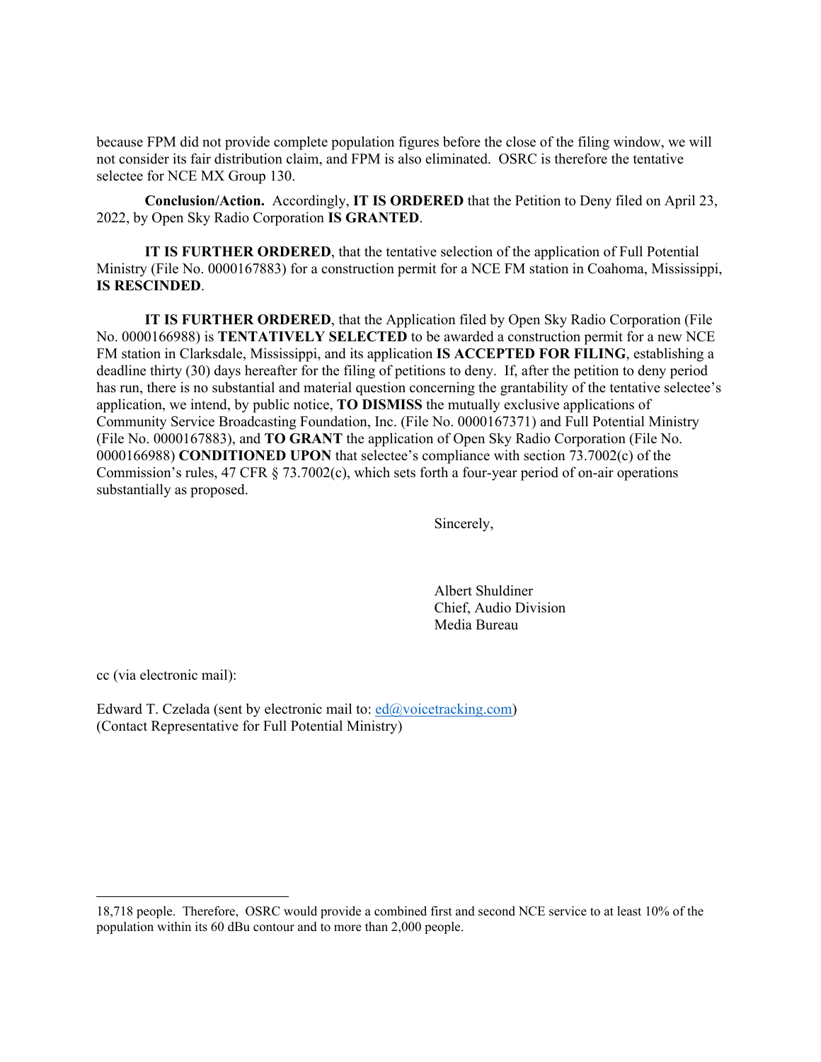because FPM did not provide complete population figures before the close of the filing window, we will not consider its fair distribution claim, and FPM is also eliminated. OSRC is therefore the tentative selectee for NCE MX Group 130.

**Conclusion/Action.** Accordingly, **IT IS ORDERED** that the Petition to Deny filed on April 23, 2022, by Open Sky Radio Corporation **IS GRANTED**.

**IT IS FURTHER ORDERED**, that the tentative selection of the application of Full Potential Ministry (File No. 0000167883) for a construction permit for a NCE FM station in Coahoma, Mississippi, **IS RESCINDED**.

**IT IS FURTHER ORDERED**, that the Application filed by Open Sky Radio Corporation (File No. 0000166988) is **TENTATIVELY SELECTED** to be awarded a construction permit for a new NCE FM station in Clarksdale, Mississippi, and its application **IS ACCEPTED FOR FILING**, establishing a deadline thirty (30) days hereafter for the filing of petitions to deny. If, after the petition to deny period has run, there is no substantial and material question concerning the grantability of the tentative selectee's application, we intend, by public notice, **TO DISMISS** the mutually exclusive applications of Community Service Broadcasting Foundation, Inc. (File No. 0000167371) and Full Potential Ministry (File No. 0000167883), and **TO GRANT** the application of Open Sky Radio Corporation (File No. 0000166988) **CONDITIONED UPON** that selectee's compliance with section 73.7002(c) of the Commission's rules, 47 CFR § 73.7002(c), which sets forth a four-year period of on-air operations substantially as proposed.

Sincerely,

Albert Shuldiner
Chief, Audio Division
Media Bureau

cc (via electronic mail):

Edward T. Czelada (sent by electronic mail to: ed@voicetracking.com)
(Contact Representative for Full Potential Ministry)

---

18,718 people. Therefore, OSRC would provide a combined first and second NCE service to at least 10% of the population within its 60 dBu contour and to more than 2,000 people.